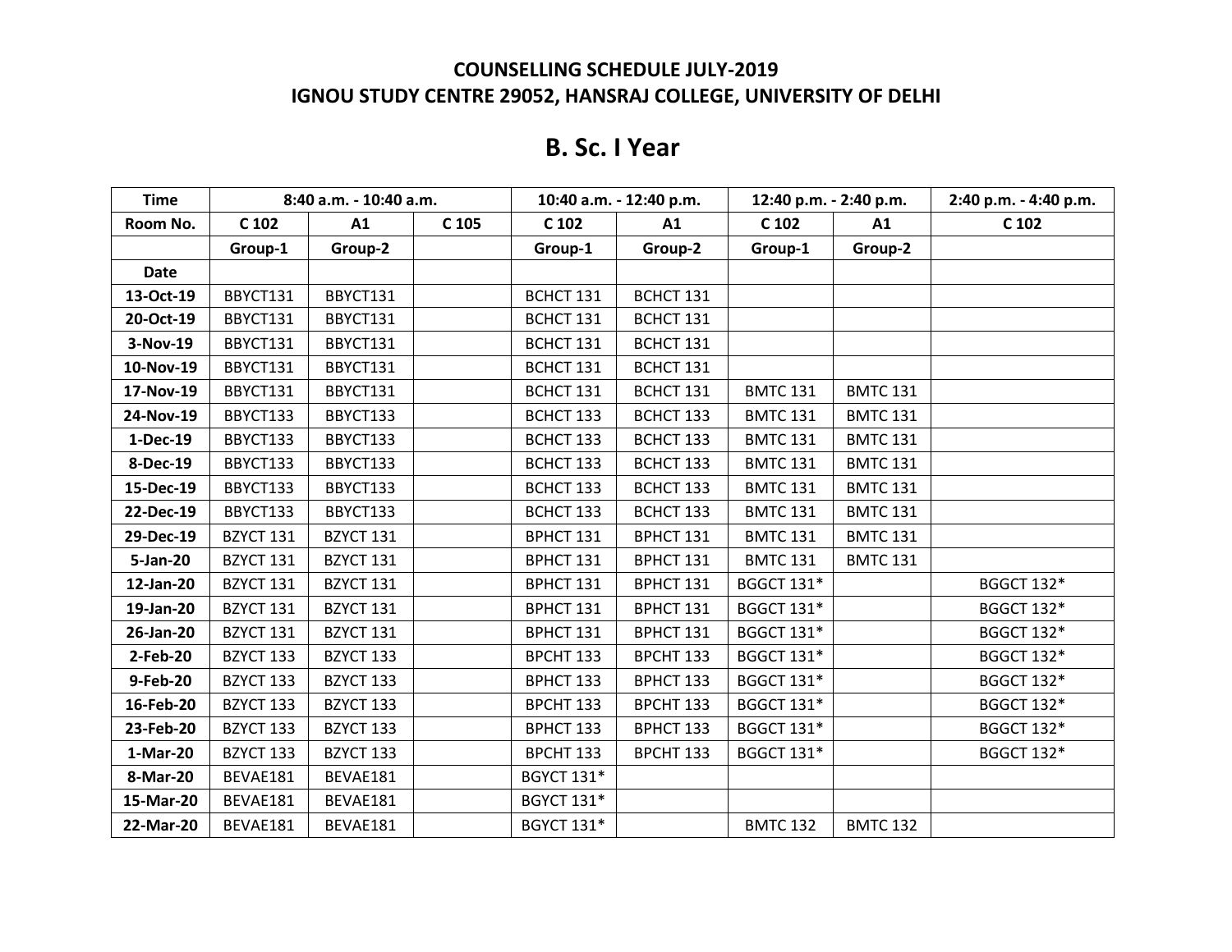**COUNSELLING SCHEDULE JULY-2019**

**IGNOU STUDY CENTRE 29052, HANSRAJ COLLEGE, UNIVERSITY OF DELHI**

# B. Sc. I Year

| Time | 8:40 a.m. - 10:40 a.m. | | | 10:40 a.m. - 12:40 p.m. | | 12:40 p.m. - 2:40 p.m. | | 2:40 p.m. - 4:40 p.m. |
|---|---|---|---|---|---|---|---|---|
| Room No. | C 102 | A1 | C 105 | C 102 | A1 | C 102 | A1 | C 102 |
| | Group-1 | Group-2 | | Group-1 | Group-2 | Group-1 | Group-2 | |
| Date | | | | | | | | |
| 13-Oct-19 | BBYCT131 | BBYCT131 | | BCHCT 131 | BCHCT 131 | | | |
| 20-Oct-19 | BBYCT131 | BBYCT131 | | BCHCT 131 | BCHCT 131 | | | |
| 3-Nov-19 | BBYCT131 | BBYCT131 | | BCHCT 131 | BCHCT 131 | | | |
| 10-Nov-19 | BBYCT131 | BBYCT131 | | BCHCT 131 | BCHCT 131 | | | |
| 17-Nov-19 | BBYCT131 | BBYCT131 | | BCHCT 131 | BCHCT 131 | BMTC 131 | BMTC 131 | |
| 24-Nov-19 | BBYCT133 | BBYCT133 | | BCHCT 133 | BCHCT 133 | BMTC 131 | BMTC 131 | |
| 1-Dec-19 | BBYCT133 | BBYCT133 | | BCHCT 133 | BCHCT 133 | BMTC 131 | BMTC 131 | |
| 8-Dec-19 | BBYCT133 | BBYCT133 | | BCHCT 133 | BCHCT 133 | BMTC 131 | BMTC 131 | |
| 15-Dec-19 | BBYCT133 | BBYCT133 | | BCHCT 133 | BCHCT 133 | BMTC 131 | BMTC 131 | |
| 22-Dec-19 | BBYCT133 | BBYCT133 | | BCHCT 133 | BCHCT 133 | BMTC 131 | BMTC 131 | |
| 29-Dec-19 | BZYCT 131 | BZYCT 131 | | BPHCT 131 | BPHCT 131 | BMTC 131 | BMTC 131 | |
| 5-Jan-20 | BZYCT 131 | BZYCT 131 | | BPHCT 131 | BPHCT 131 | BMTC 131 | BMTC 131 | |
| 12-Jan-20 | BZYCT 131 | BZYCT 131 | | BPHCT 131 | BPHCT 131 | BGGCT 131* | | BGGCT 132* |
| 19-Jan-20 | BZYCT 131 | BZYCT 131 | | BPHCT 131 | BPHCT 131 | BGGCT 131* | | BGGCT 132* |
| 26-Jan-20 | BZYCT 131 | BZYCT 131 | | BPHCT 131 | BPHCT 131 | BGGCT 131* | | BGGCT 132* |
| 2-Feb-20 | BZYCT 133 | BZYCT 133 | | BPCHT 133 | BPCHT 133 | BGGCT 131* | | BGGCT 132* |
| 9-Feb-20 | BZYCT 133 | BZYCT 133 | | BPHCT 133 | BPHCT 133 | BGGCT 131* | | BGGCT 132* |
| 16-Feb-20 | BZYCT 133 | BZYCT 133 | | BPCHT 133 | BPCHT 133 | BGGCT 131* | | BGGCT 132* |
| 23-Feb-20 | BZYCT 133 | BZYCT 133 | | BPHCT 133 | BPHCT 133 | BGGCT 131* | | BGGCT 132* |
| 1-Mar-20 | BZYCT 133 | BZYCT 133 | | BPCHT 133 | BPCHT 133 | BGGCT 131* | | BGGCT 132* |
| 8-Mar-20 | BEVAE181 | BEVAE181 | | BGYCT 131* | | | | |
| 15-Mar-20 | BEVAE181 | BEVAE181 | | BGYCT 131* | | | | |
| 22-Mar-20 | BEVAE181 | BEVAE181 | | BGYCT 131* | | BMTC 132 | BMTC 132 | |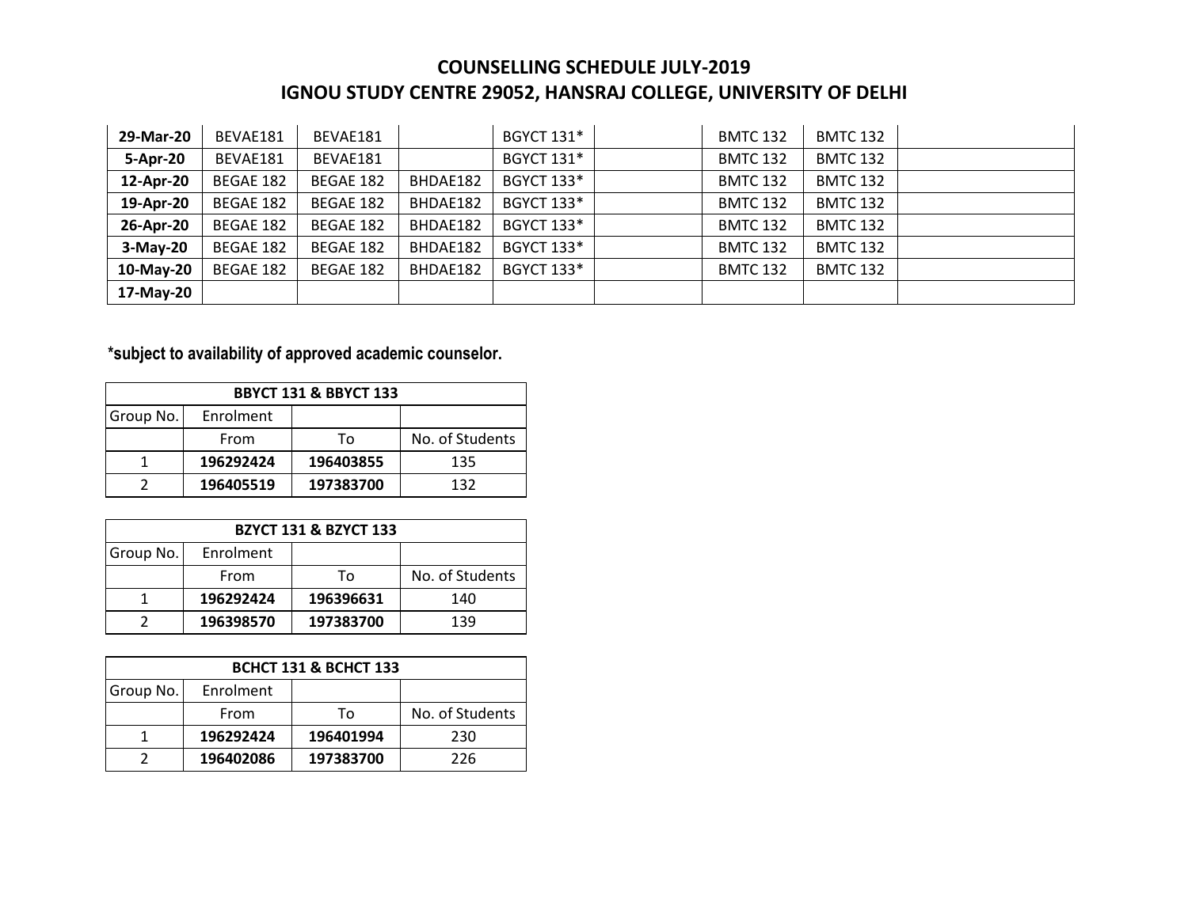# COUNSELLING SCHEDULE JULY-2019
## IGNOU STUDY CENTRE 29052, HANSRAJ COLLEGE, UNIVERSITY OF DELHI

| | | | | | | | | |
|---|---|---|---|---|---|---|---|---|
| **29-Mar-20** | BEVAE181 | BEVAE181 | | BGYCT 131* | | BMTC 132 | BMTC 132 | |
| **5-Apr-20** | BEVAE181 | BEVAE181 | | BGYCT 131* | | BMTC 132 | BMTC 132 | |
| **12-Apr-20** | BEGAE 182 | BEGAE 182 | BHDAE182 | BGYCT 133* | | BMTC 132 | BMTC 132 | |
| **19-Apr-20** | BEGAE 182 | BEGAE 182 | BHDAE182 | BGYCT 133* | | BMTC 132 | BMTC 132 | |
| **26-Apr-20** | BEGAE 182 | BEGAE 182 | BHDAE182 | BGYCT 133* | | BMTC 132 | BMTC 132 | |
| **3-May-20** | BEGAE 182 | BEGAE 182 | BHDAE182 | BGYCT 133* | | BMTC 132 | BMTC 132 | |
| **10-May-20** | BEGAE 182 | BEGAE 182 | BHDAE182 | BGYCT 133* | | BMTC 132 | BMTC 132 | |
| **17-May-20** | | | | | | | | |

**\*subject to availability of approved academic counselor.**

| **BBYCT 131 & BBYCT 133** | | | |
|---|---|---|---|
| Group No. | Enrolment | | |
| | From | To | No. of Students |
| 1 | **196292424** | **196403855** | 135 |
| 2 | **196405519** | **197383700** | 132 |

| **BZYCT 131 & BZYCT 133** | | | |
|---|---|---|---|
| Group No. | Enrolment | | |
| | From | To | No. of Students |
| 1 | **196292424** | **196396631** | 140 |
| 2 | **196398570** | **197383700** | 139 |

| **BCHCT 131 & BCHCT 133** | | | |
|---|---|---|---|
| Group No. | Enrolment | | |
| | From | To | No. of Students |
| 1 | **196292424** | **196401994** | 230 |
| 2 | **196402086** | **197383700** | 226 |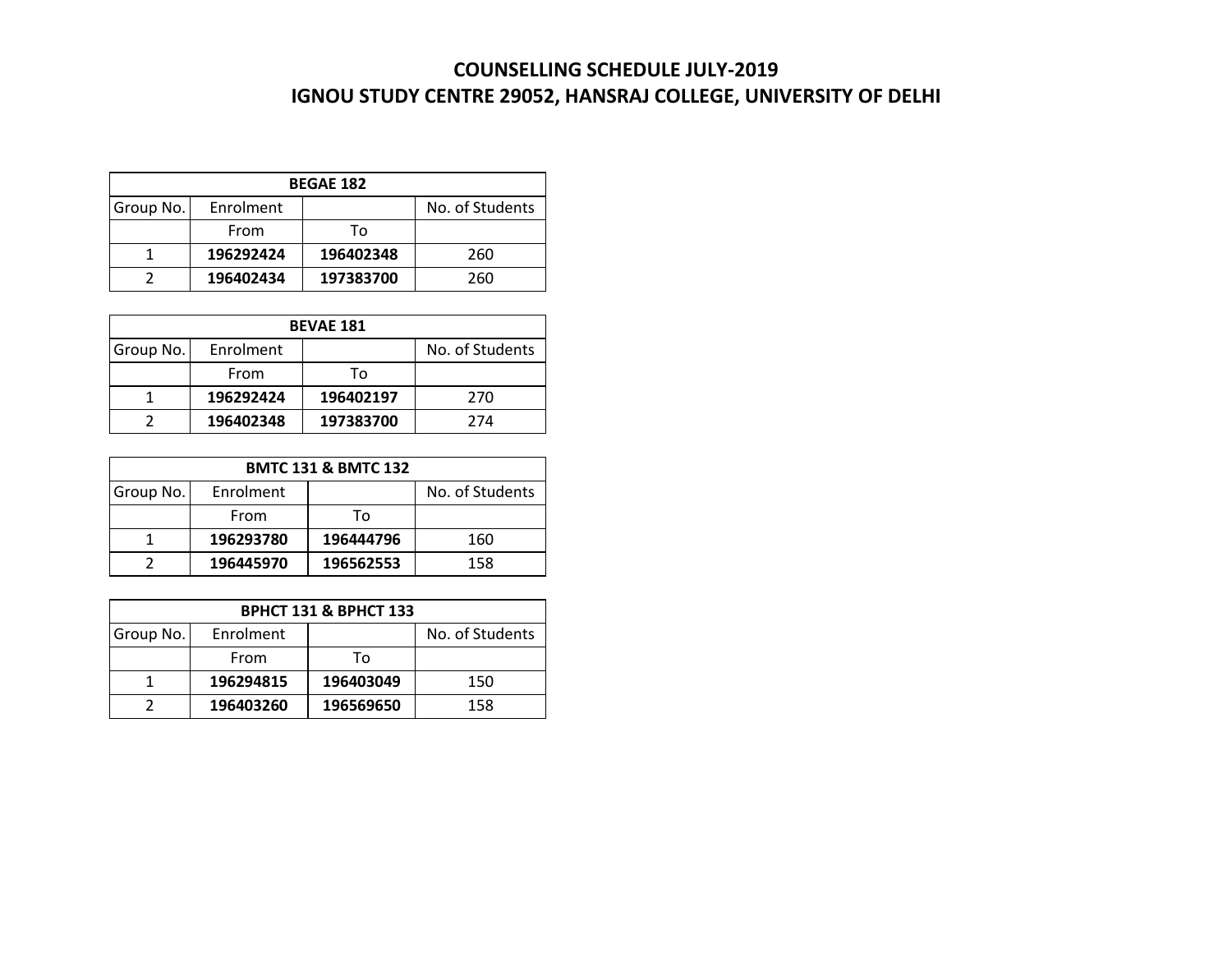# COUNSELLING SCHEDULE JULY-2019
# IGNOU STUDY CENTRE 29052, HANSRAJ COLLEGE, UNIVERSITY OF DELHI

| BEGAE 182 | | | |
|---|---|---|---|
| Group No. | Enrolment | | No. of Students |
| | From | To | |
| 1 | **196292424** | **196402348** | 260 |
| 2 | **196402434** | **197383700** | 260 |

| BEVAE 181 | | | |
|---|---|---|---|
| Group No. | Enrolment | | No. of Students |
| | From | To | |
| 1 | **196292424** | **196402197** | 270 |
| 2 | **196402348** | **197383700** | 274 |

| BMTC 131 & BMTC 132 | | | |
|---|---|---|---|
| Group No. | Enrolment | | No. of Students |
| | From | To | |
| 1 | **196293780** | **196444796** | 160 |
| 2 | **196445970** | **196562553** | 158 |

| BPHCT 131 & BPHCT 133 | | | |
|---|---|---|---|
| Group No. | Enrolment | | No. of Students |
| | From | To | |
| 1 | **196294815** | **196403049** | 150 |
| 2 | **196403260** | **196569650** | 158 |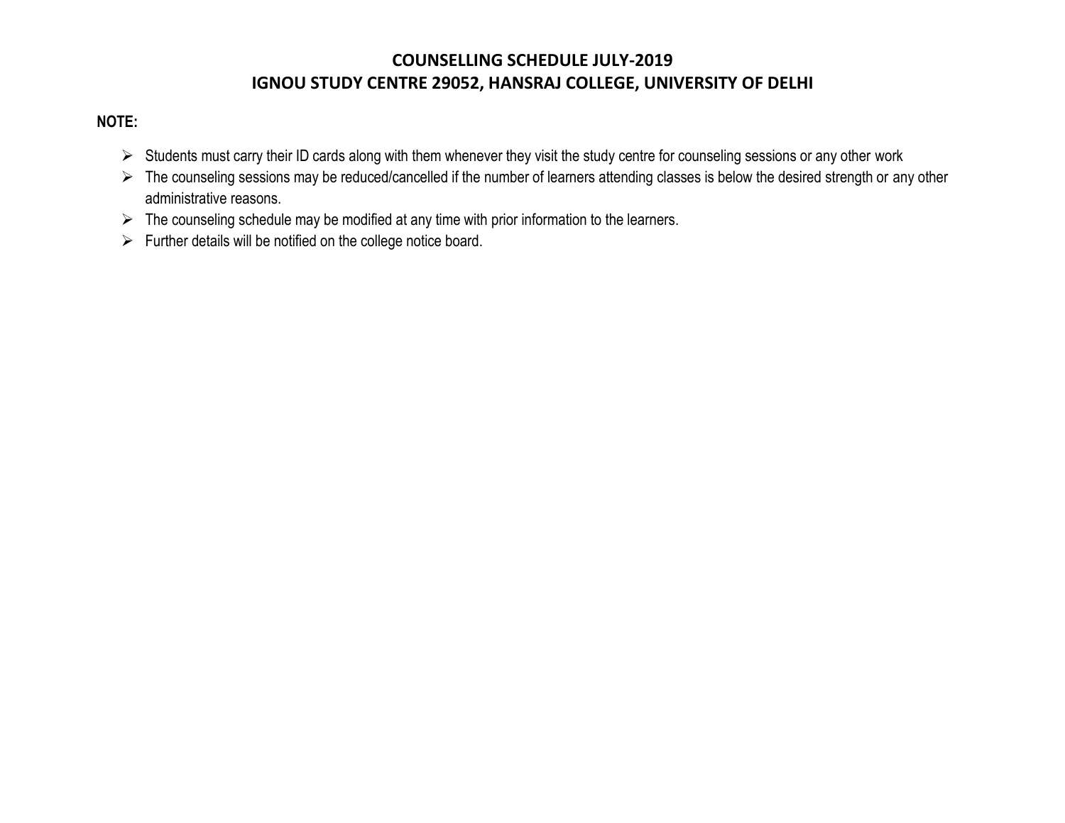# COUNSELLING SCHEDULE JULY-2019
# IGNOU STUDY CENTRE 29052, HANSRAJ COLLEGE, UNIVERSITY OF DELHI

**NOTE:**

- Students must carry their ID cards along with them whenever they visit the study centre for counseling sessions or any other work
- The counseling sessions may be reduced/cancelled if the number of learners attending classes is below the desired strength or any other administrative reasons.
- The counseling schedule may be modified at any time with prior information to the learners.
- Further details will be notified on the college notice board.